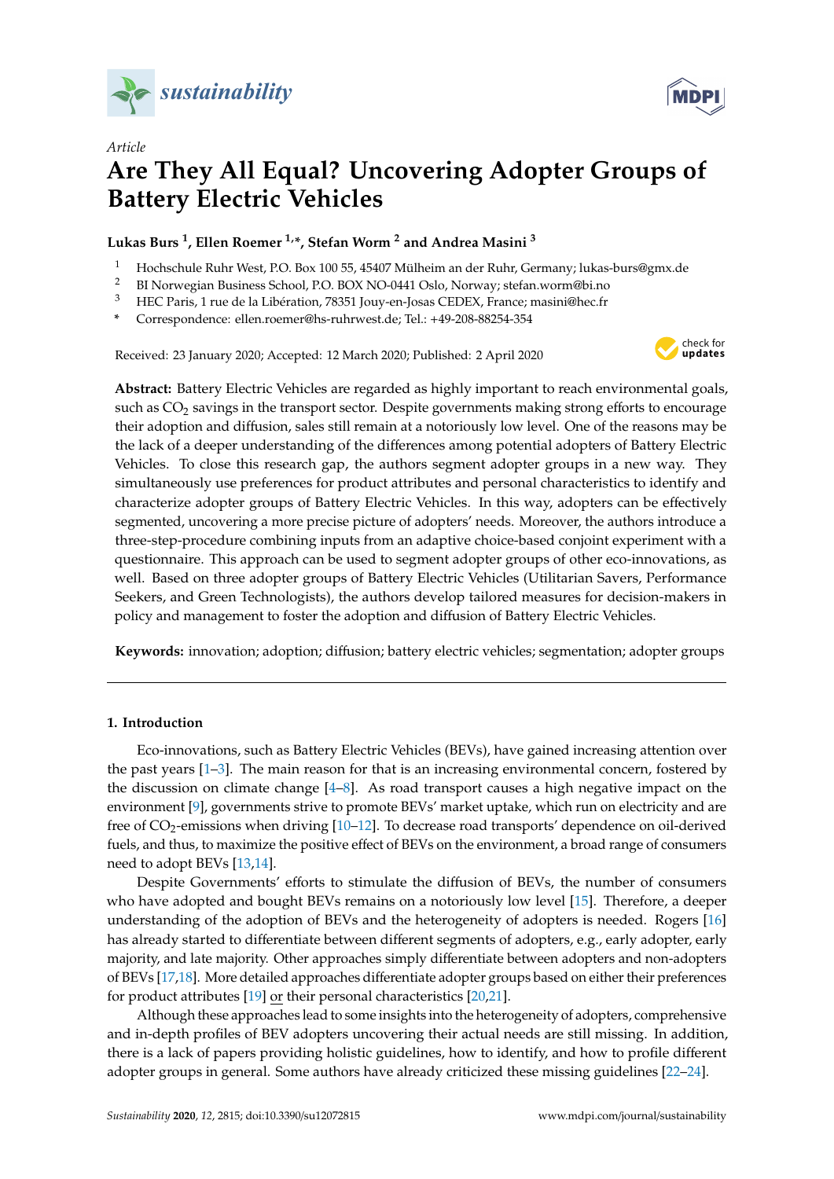*sustainability*

Article

# Are They All Equal? Uncovering Adopter Groups of Battery Electric Vehicles

**Lukas Burs [1], Ellen Roemer [1,*], Stefan Worm [2] and Andrea Masini [3]**

1 Hochschule Ruhr West, P.O. Box 100 55, 45407 Mülheim an der Ruhr, Germany; lukas-burs@gmx.de
2 BI Norwegian Business School, P.O. BOX NO-0441 Oslo, Norway; stefan.worm@bi.no
3 HEC Paris, 1 rue de la Libération, 78351 Jouy-en-Josas CEDEX, France; masini@hec.fr
* Correspondence: ellen.roemer@hs-ruhrwest.de; Tel.: +49-208-88254-354

Received: 23 January 2020; Accepted: 12 March 2020; Published: 2 April 2020

**Abstract:** Battery Electric Vehicles are regarded as highly important to reach environmental goals, such as $CO_2$ savings in the transport sector. Despite governments making strong efforts to encourage their adoption and diffusion, sales still remain at a notoriously low level. One of the reasons may be the lack of a deeper understanding of the differences among potential adopters of Battery Electric Vehicles. To close this research gap, the authors segment adopter groups in a new way. They simultaneously use preferences for product attributes and personal characteristics to identify and characterize adopter groups of Battery Electric Vehicles. In this way, adopters can be effectively segmented, uncovering a more precise picture of adopters' needs. Moreover, the authors introduce a three-step-procedure combining inputs from an adaptive choice-based conjoint experiment with a questionnaire. This approach can be used to segment adopter groups of other eco-innovations, as well. Based on three adopter groups of Battery Electric Vehicles (Utilitarian Savers, Performance Seekers, and Green Technologists), the authors develop tailored measures for decision-makers in policy and management to foster the adoption and diffusion of Battery Electric Vehicles.

**Keywords:** innovation; adoption; diffusion; battery electric vehicles; segmentation; adopter groups

## 1. Introduction

Eco-innovations, such as Battery Electric Vehicles (BEVs), have gained increasing attention over the past years [1–3]. The main reason for that is an increasing environmental concern, fostered by the discussion on climate change [4–8]. As road transport causes a high negative impact on the environment [9], governments strive to promote BEVs' market uptake, which run on electricity and are free of $CO_2$-emissions when driving [10–12]. To decrease road transports' dependence on oil-derived fuels, and thus, to maximize the positive effect of BEVs on the environment, a broad range of consumers need to adopt BEVs [13,14].

Despite Governments' efforts to stimulate the diffusion of BEVs, the number of consumers who have adopted and bought BEVs remains on a notoriously low level [15]. Therefore, a deeper understanding of the adoption of BEVs and the heterogeneity of adopters is needed. Rogers [16] has already started to differentiate between different segments of adopters, e.g., early adopter, early majority, and late majority. Other approaches simply differentiate between adopters and non-adopters of BEVs [17,18]. More detailed approaches differentiate adopter groups based on either their preferences for product attributes [19] or their personal characteristics [20,21].

Although these approaches lead to some insights into the heterogeneity of adopters, comprehensive and in-depth profiles of BEV adopters uncovering their actual needs are still missing. In addition, there is a lack of papers providing holistic guidelines, how to identify, and how to profile different adopter groups in general. Some authors have already criticized these missing guidelines [22–24].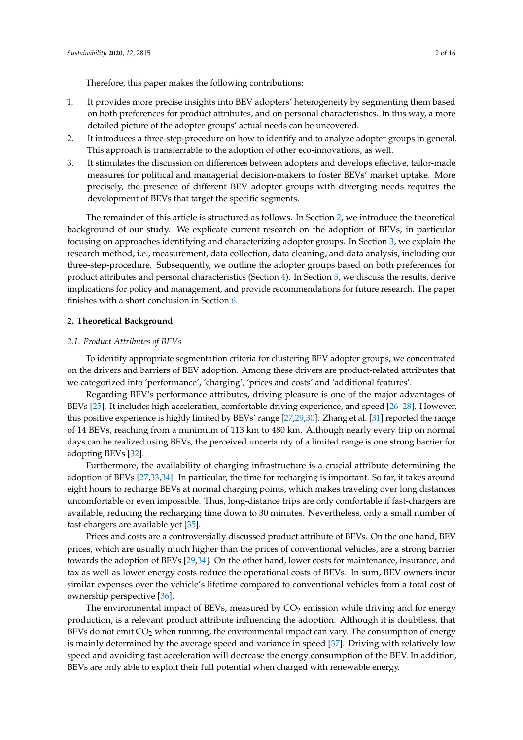Therefore, this paper makes the following contributions:

1. It provides more precise insights into BEV adopters' heterogeneity by segmenting them based on both preferences for product attributes, and on personal characteristics. In this way, a more detailed picture of the adopter groups' actual needs can be uncovered.
2. It introduces a three-step-procedure on how to identify and to analyze adopter groups in general. This approach is transferrable to the adoption of other eco-innovations, as well.
3. It stimulates the discussion on differences between adopters and develops effective, tailor-made measures for political and managerial decision-makers to foster BEVs' market uptake. More precisely, the presence of different BEV adopter groups with diverging needs requires the development of BEVs that target the specific segments.

The remainder of this article is structured as follows. In Section 2, we introduce the theoretical background of our study. We explicate current research on the adoption of BEVs, in particular focusing on approaches identifying and characterizing adopter groups. In Section 3, we explain the research method, i.e., measurement, data collection, data cleaning, and data analysis, including our three-step-procedure. Subsequently, we outline the adopter groups based on both preferences for product attributes and personal characteristics (Section 4). In Section 5, we discuss the results, derive implications for policy and management, and provide recommendations for future research. The paper finishes with a short conclusion in Section 6.

## 2. Theoretical Background

### 2.1. Product Attributes of BEVs

To identify appropriate segmentation criteria for clustering BEV adopter groups, we concentrated on the drivers and barriers of BEV adoption. Among these drivers are product-related attributes that we categorized into 'performance', 'charging', 'prices and costs' and 'additional features'.

Regarding BEV's performance attributes, driving pleasure is one of the major advantages of BEVs [25]. It includes high acceleration, comfortable driving experience, and speed [26–28]. However, this positive experience is highly limited by BEVs' range [27,29,30]. Zhang et al. [31] reported the range of 14 BEVs, reaching from a minimum of 113 km to 480 km. Although nearly every trip on normal days can be realized using BEVs, the perceived uncertainty of a limited range is one strong barrier for adopting BEVs [32].

Furthermore, the availability of charging infrastructure is a crucial attribute determining the adoption of BEVs [27,33,34]. In particular, the time for recharging is important. So far, it takes around eight hours to recharge BEVs at normal charging points, which makes traveling over long distances uncomfortable or even impossible. Thus, long-distance trips are only comfortable if fast-chargers are available, reducing the recharging time down to 30 minutes. Nevertheless, only a small number of fast-chargers are available yet [35].

Prices and costs are a controversially discussed product attribute of BEVs. On the one hand, BEV prices, which are usually much higher than the prices of conventional vehicles, are a strong barrier towards the adoption of BEVs [29,34]. On the other hand, lower costs for maintenance, insurance, and tax as well as lower energy costs reduce the operational costs of BEVs. In sum, BEV owners incur similar expenses over the vehicle's lifetime compared to conventional vehicles from a total cost of ownership perspective [36].

The environmental impact of BEVs, measured by $CO_2$ emission while driving and for energy production, is a relevant product attribute influencing the adoption. Although it is doubtless, that BEVs do not emit $CO_2$ when running, the environmental impact can vary. The consumption of energy is mainly determined by the average speed and variance in speed [37]. Driving with relatively low speed and avoiding fast acceleration will decrease the energy consumption of the BEV. In addition, BEVs are only able to exploit their full potential when charged with renewable energy.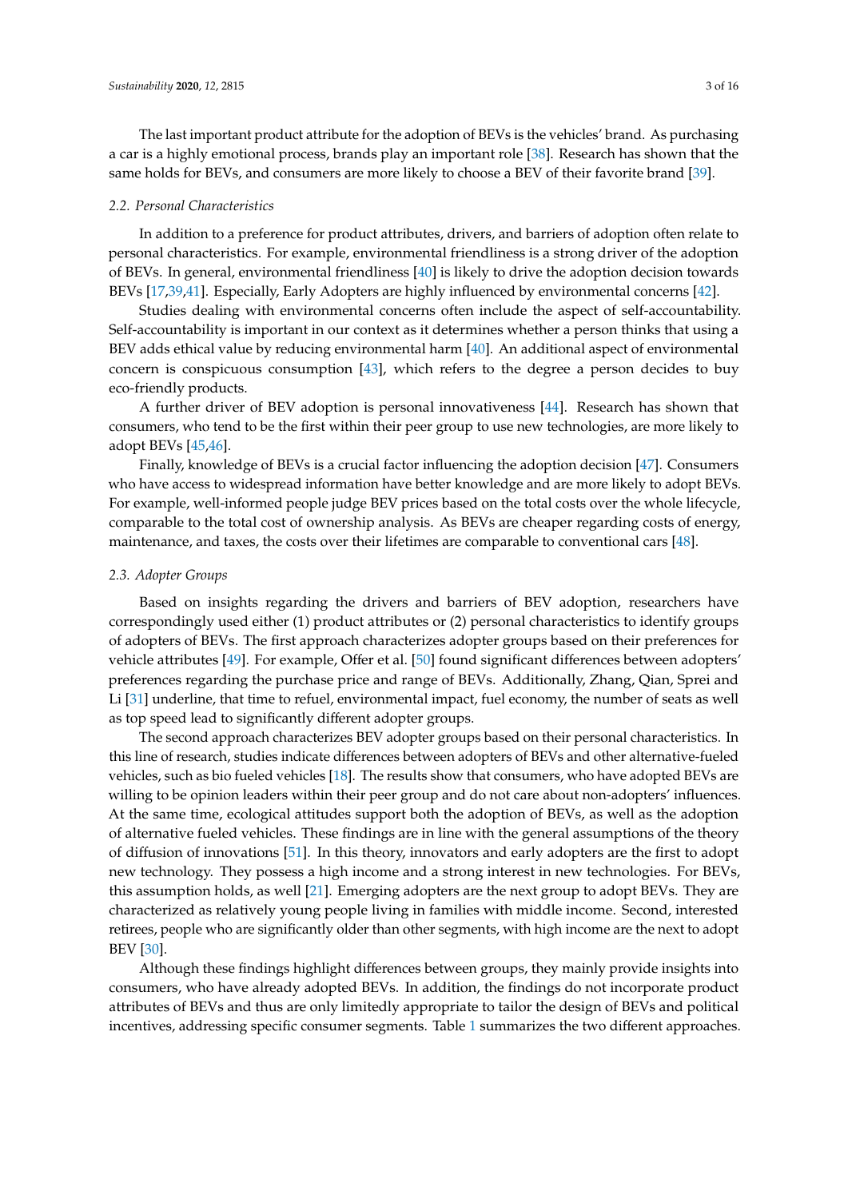The last important product attribute for the adoption of BEVs is the vehicles' brand. As purchasing a car is a highly emotional process, brands play an important role [38]. Research has shown that the same holds for BEVs, and consumers are more likely to choose a BEV of their favorite brand [39].

### *2.2. Personal Characteristics*

In addition to a preference for product attributes, drivers, and barriers of adoption often relate to personal characteristics. For example, environmental friendliness is a strong driver of the adoption of BEVs. In general, environmental friendliness [40] is likely to drive the adoption decision towards BEVs [17,39,41]. Especially, Early Adopters are highly influenced by environmental concerns [42].

Studies dealing with environmental concerns often include the aspect of self-accountability. Self-accountability is important in our context as it determines whether a person thinks that using a BEV adds ethical value by reducing environmental harm [40]. An additional aspect of environmental concern is conspicuous consumption [43], which refers to the degree a person decides to buy eco-friendly products.

A further driver of BEV adoption is personal innovativeness [44]. Research has shown that consumers, who tend to be the first within their peer group to use new technologies, are more likely to adopt BEVs [45,46].

Finally, knowledge of BEVs is a crucial factor influencing the adoption decision [47]. Consumers who have access to widespread information have better knowledge and are more likely to adopt BEVs. For example, well-informed people judge BEV prices based on the total costs over the whole lifecycle, comparable to the total cost of ownership analysis. As BEVs are cheaper regarding costs of energy, maintenance, and taxes, the costs over their lifetimes are comparable to conventional cars [48].

### *2.3. Adopter Groups*

Based on insights regarding the drivers and barriers of BEV adoption, researchers have correspondingly used either (1) product attributes or (2) personal characteristics to identify groups of adopters of BEVs. The first approach characterizes adopter groups based on their preferences for vehicle attributes [49]. For example, Offer et al. [50] found significant differences between adopters' preferences regarding the purchase price and range of BEVs. Additionally, Zhang, Qian, Sprei and Li [31] underline, that time to refuel, environmental impact, fuel economy, the number of seats as well as top speed lead to significantly different adopter groups.

The second approach characterizes BEV adopter groups based on their personal characteristics. In this line of research, studies indicate differences between adopters of BEVs and other alternative-fueled vehicles, such as bio fueled vehicles [18]. The results show that consumers, who have adopted BEVs are willing to be opinion leaders within their peer group and do not care about non-adopters' influences. At the same time, ecological attitudes support both the adoption of BEVs, as well as the adoption of alternative fueled vehicles. These findings are in line with the general assumptions of the theory of diffusion of innovations [51]. In this theory, innovators and early adopters are the first to adopt new technology. They possess a high income and a strong interest in new technologies. For BEVs, this assumption holds, as well [21]. Emerging adopters are the next group to adopt BEVs. They are characterized as relatively young people living in families with middle income. Second, interested retirees, people who are significantly older than other segments, with high income are the next to adopt BEV [30].

Although these findings highlight differences between groups, they mainly provide insights into consumers, who have already adopted BEVs. In addition, the findings do not incorporate product attributes of BEVs and thus are only limitedly appropriate to tailor the design of BEVs and political incentives, addressing specific consumer segments. Table 1 summarizes the two different approaches.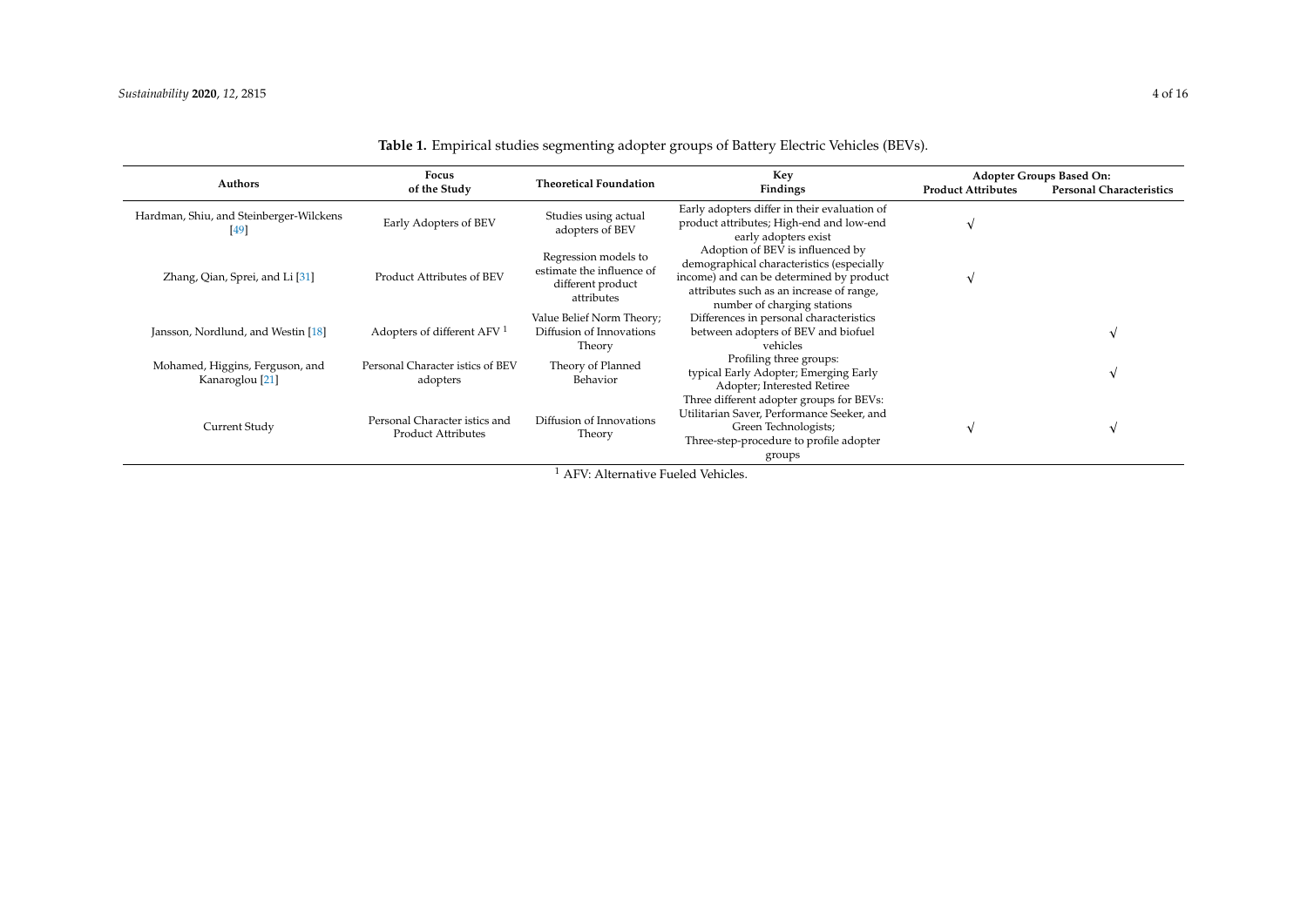**Table 1.** Empirical studies segmenting adopter groups of Battery Electric Vehicles (BEVs).

| Authors | Focus of the Study | Theoretical Foundation | Key Findings | Adopter Groups Based On: | |
|---|---|---|---|---|---|
| | | | | Product Attributes | Personal Characteristics |
| Hardman, Shiu, and Steinberger-Wilckens [49] | Early Adopters of BEV | Studies using actual adopters of BEV | Early adopters differ in their evaluation of product attributes; High-end and low-end early adopters exist | √ | |
| Zhang, Qian, Sprei, and Li [31] | Product Attributes of BEV | Regression models to estimate the influence of different product attributes | Adoption of BEV is influenced by demographical characteristics (especially income) and can be determined by product attributes such as an increase of range, number of charging stations | √ | |
| Jansson, Nordlund, and Westin [18] | Adopters of different AFV [1] | Value Belief Norm Theory; Diffusion of Innovations Theory | Differences in personal characteristics between adopters of BEV and biofuel vehicles | | √ |
| Mohamed, Higgins, Ferguson, and Kanaroglou [21] | Personal Character istics of BEV adopters | Theory of Planned Behavior | Profiling three groups: typical Early Adopter; Emerging Early Adopter; Interested Retiree | | √ |
| Current Study | Personal Character istics and Product Attributes | Diffusion of Innovations Theory | Three different adopter groups for BEVs: Utilitarian Saver, Performance Seeker, and Green Technologists; Three-step-procedure to profile adopter groups | √ | √ |

[1] AFV: Alternative Fueled Vehicles.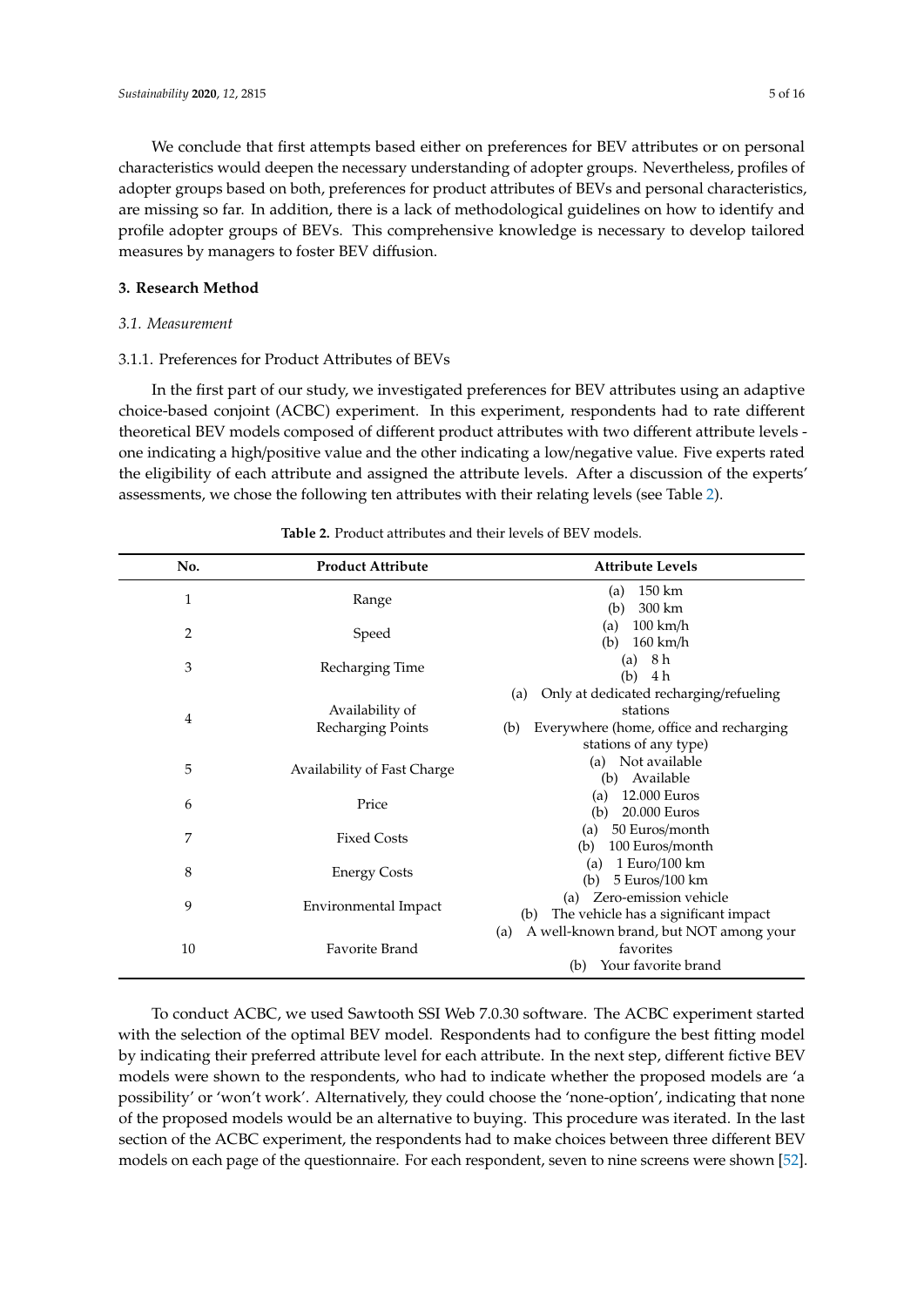We conclude that first attempts based either on preferences for BEV attributes or on personal characteristics would deepen the necessary understanding of adopter groups. Nevertheless, profiles of adopter groups based on both, preferences for product attributes of BEVs and personal characteristics, are missing so far. In addition, there is a lack of methodological guidelines on how to identify and profile adopter groups of BEVs. This comprehensive knowledge is necessary to develop tailored measures by managers to foster BEV diffusion.

## 3. Research Method

### 3.1. Measurement

#### 3.1.1. Preferences for Product Attributes of BEVs

In the first part of our study, we investigated preferences for BEV attributes using an adaptive choice-based conjoint (ACBC) experiment. In this experiment, respondents had to rate different theoretical BEV models composed of different product attributes with two different attribute levels - one indicating a high/positive value and the other indicating a low/negative value. Five experts rated the eligibility of each attribute and assigned the attribute levels. After a discussion of the experts' assessments, we chose the following ten attributes with their relating levels (see Table 2).

**Table 2.** Product attributes and their levels of BEV models.

| No. | Product Attribute | Attribute Levels |
|---|---|---|
| 1 | Range | (a) 150 km<br>(b) 300 km |
| 2 | Speed | (a) 100 km/h<br>(b) 160 km/h |
| 3 | Recharging Time | (a) 8 h<br>(b) 4 h |
| 4 | Availability of Recharging Points | (a) Only at dedicated recharging/refueling stations<br>(b) Everywhere (home, office and recharging stations of any type) |
| 5 | Availability of Fast Charge | (a) Not available<br>(b) Available |
| 6 | Price | (a) 12.000 Euros<br>(b) 20.000 Euros |
| 7 | Fixed Costs | (a) 50 Euros/month<br>(b) 100 Euros/month |
| 8 | Energy Costs | (a) 1 Euro/100 km<br>(b) 5 Euros/100 km |
| 9 | Environmental Impact | (a) Zero-emission vehicle<br>(b) The vehicle has a significant impact |
| 10 | Favorite Brand | (a) A well-known brand, but NOT among your favorites<br>(b) Your favorite brand |

To conduct ACBC, we used Sawtooth SSI Web 7.0.30 software. The ACBC experiment started with the selection of the optimal BEV model. Respondents had to configure the best fitting model by indicating their preferred attribute level for each attribute. In the next step, different fictive BEV models were shown to the respondents, who had to indicate whether the proposed models are 'a possibility' or 'won't work'. Alternatively, they could choose the 'none-option', indicating that none of the proposed models would be an alternative to buying. This procedure was iterated. In the last section of the ACBC experiment, the respondents had to make choices between three different BEV models on each page of the questionnaire. For each respondent, seven to nine screens were shown [52].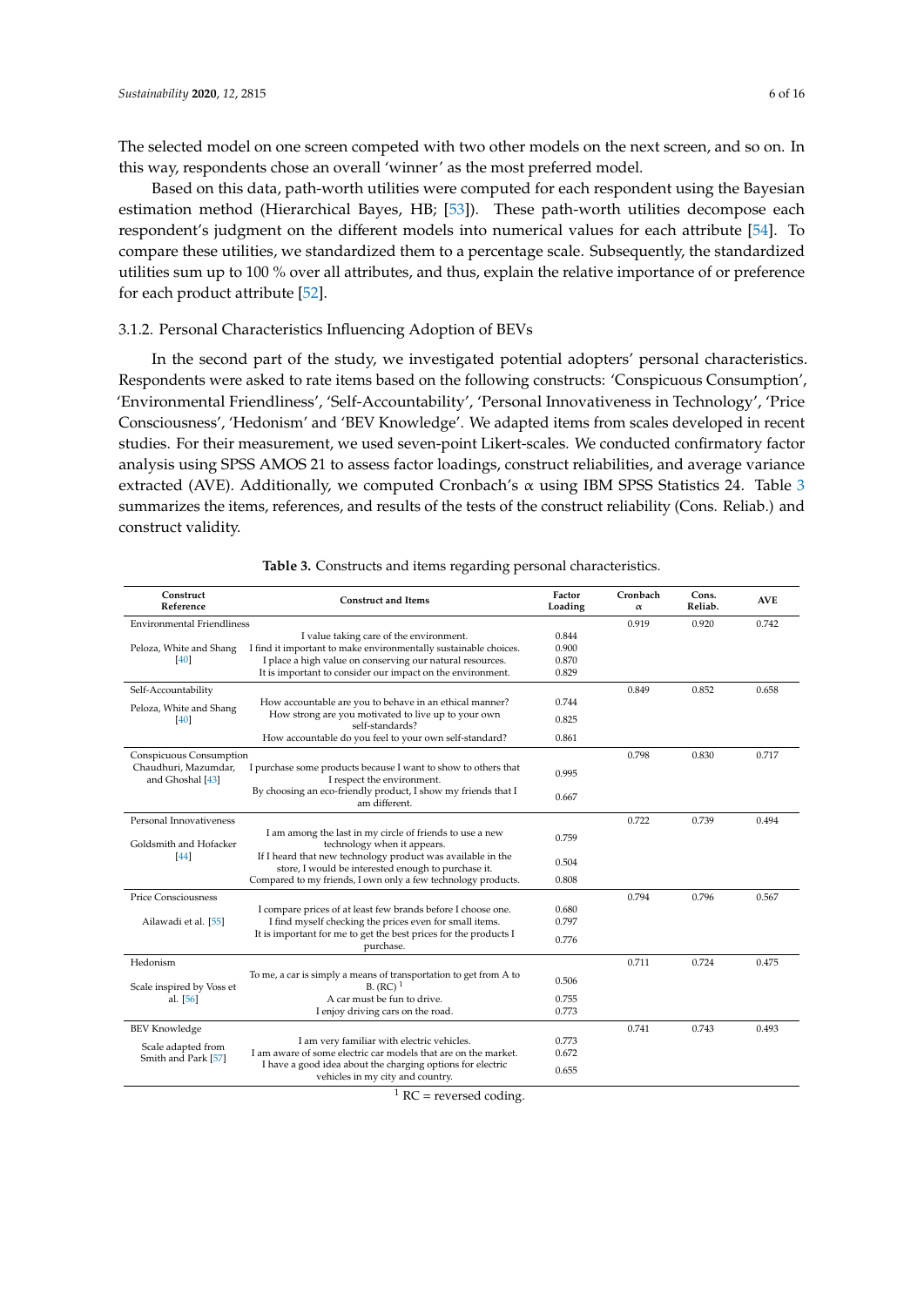The selected model on one screen competed with two other models on the next screen, and so on. In this way, respondents chose an overall 'winner' as the most preferred model.

Based on this data, path-worth utilities were computed for each respondent using the Bayesian estimation method (Hierarchical Bayes, HB; [53]). These path-worth utilities decompose each respondent's judgment on the different models into numerical values for each attribute [54]. To compare these utilities, we standardized them to a percentage scale. Subsequently, the standardized utilities sum up to 100 % over all attributes, and thus, explain the relative importance of or preference for each product attribute [52].

### 3.1.2. Personal Characteristics Influencing Adoption of BEVs

In the second part of the study, we investigated potential adopters' personal characteristics. Respondents were asked to rate items based on the following constructs: 'Conspicuous Consumption', 'Environmental Friendliness', 'Self-Accountability', 'Personal Innovativeness in Technology', 'Price Consciousness', 'Hedonism' and 'BEV Knowledge'. We adapted items from scales developed in recent studies. For their measurement, we used seven-point Likert-scales. We conducted confirmatory factor analysis using SPSS AMOS 21 to assess factor loadings, construct reliabilities, and average variance extracted (AVE). Additionally, we computed Cronbach's $\alpha$ using IBM SPSS Statistics 24. Table 3 summarizes the items, references, and results of the tests of the construct reliability (Cons. Reliab.) and construct validity.

**Table 3.** Constructs and items regarding personal characteristics.

| Construct Reference | Construct and Items | Factor Loading | Cronbach $\alpha$ | Cons. Reliab. | AVE |
|---|---|---|---|---|---|
| Environmental Friendliness | | | 0.919 | 0.920 | 0.742 |
| Peloza, White and Shang [40] | I value taking care of the environment. | 0.844 | | | |
| | I find it important to make environmentally sustainable choices. | 0.900 | | | |
| | I place a high value on conserving our natural resources. | 0.870 | | | |
| | It is important to consider our impact on the environment. | 0.829 | | | |
| Self-Accountability | | | 0.849 | 0.852 | 0.658 |
| Peloza, White and Shang [40] | How accountable are you to behave in an ethical manner? | 0.744 | | | |
| | How strong are you motivated to live up to your own self-standards? | 0.825 | | | |
| | How accountable do you feel to your own self-standard? | 0.861 | | | |
| Conspicuous Consumption | | | 0.798 | 0.830 | 0.717 |
| Chaudhuri, Mazumdar, and Ghoshal [43] | I purchase some products because I want to show to others that I respect the environment. | 0.995 | | | |
| | By choosing an eco-friendly product, I show my friends that I am different. | 0.667 | | | |
| Personal Innovativeness | | | 0.722 | 0.739 | 0.494 |
| Goldsmith and Hofacker [44] | I am among the last in my circle of friends to use a new technology when it appears. | 0.759 | | | |
| | If I heard that new technology product was available in the store, I would be interested enough to purchase it. | 0.504 | | | |
| | Compared to my friends, I own only a few technology products. | 0.808 | | | |
| Price Consciousness | | | 0.794 | 0.796 | 0.567 |
| Ailawadi et al. [55] | I compare prices of at least few brands before I choose one. | 0.680 | | | |
| | I find myself checking the prices even for small items. | 0.797 | | | |
| | It is important for me to get the best prices for the products I purchase. | 0.776 | | | |
| Hedonism | | | 0.711 | 0.724 | 0.475 |
| Scale inspired by Voss et al. [56] | To me, a car is simply a means of transportation to get from A to B. (RC) [1] | 0.506 | | | |
| | A car must be fun to drive. | 0.755 | | | |
| | I enjoy driving cars on the road. | 0.773 | | | |
| BEV Knowledge | | | 0.741 | 0.743 | 0.493 |
| Scale adapted from Smith and Park [57] | I am very familiar with electric vehicles. | 0.773 | | | |
| | I am aware of some electric car models that are on the market. | 0.672 | | | |
| | I have a good idea about the charging options for electric vehicles in my city and country. | 0.655 | | | |

[1] RC = reversed coding.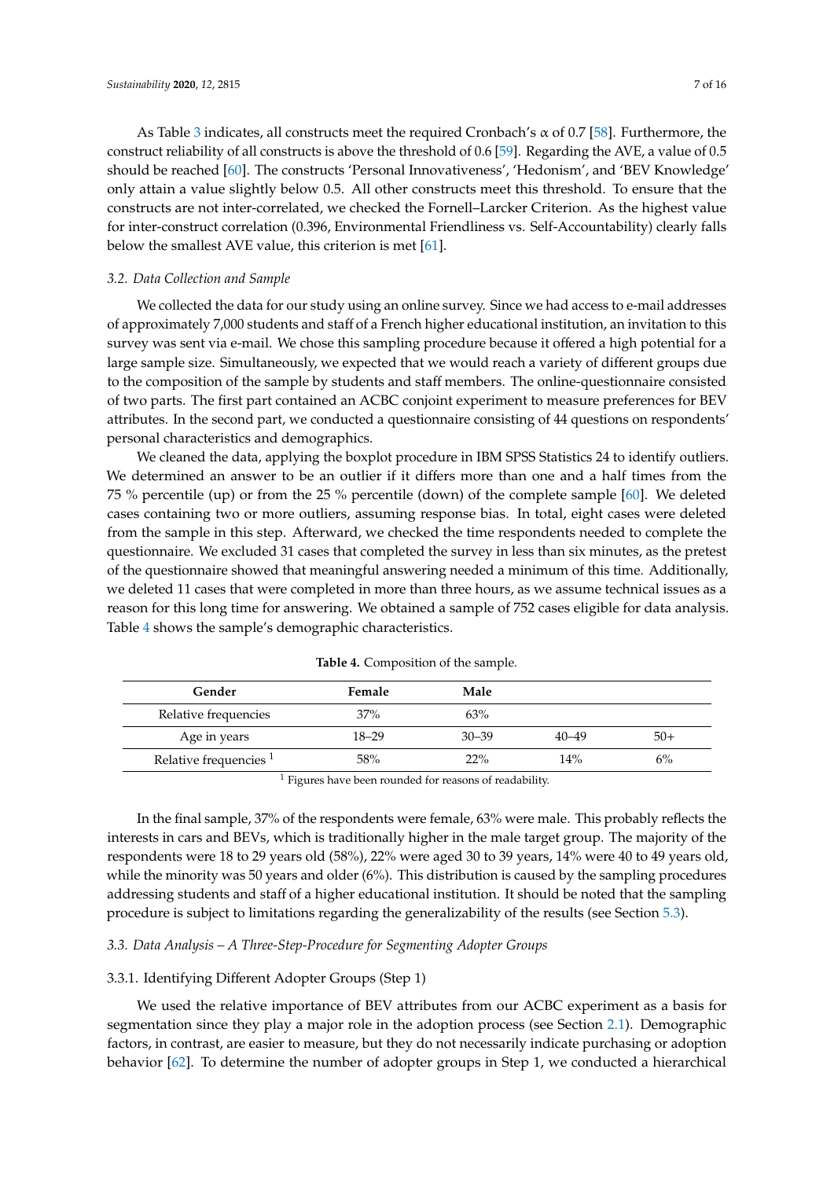As Table 3 indicates, all constructs meet the required Cronbach's $\alpha$ of 0.7 [58]. Furthermore, the construct reliability of all constructs is above the threshold of 0.6 [59]. Regarding the AVE, a value of 0.5 should be reached [60]. The constructs 'Personal Innovativeness', 'Hedonism', and 'BEV Knowledge' only attain a value slightly below 0.5. All other constructs meet this threshold. To ensure that the constructs are not inter-correlated, we checked the Fornell–Larcker Criterion. As the highest value for inter-construct correlation (0.396, Environmental Friendliness vs. Self-Accountability) clearly falls below the smallest AVE value, this criterion is met [61].

### *3.2. Data Collection and Sample*

We collected the data for our study using an online survey. Since we had access to e-mail addresses of approximately 7,000 students and staff of a French higher educational institution, an invitation to this survey was sent via e-mail. We chose this sampling procedure because it offered a high potential for a large sample size. Simultaneously, we expected that we would reach a variety of different groups due to the composition of the sample by students and staff members. The online-questionnaire consisted of two parts. The first part contained an ACBC conjoint experiment to measure preferences for BEV attributes. In the second part, we conducted a questionnaire consisting of 44 questions on respondents' personal characteristics and demographics.

We cleaned the data, applying the boxplot procedure in IBM SPSS Statistics 24 to identify outliers. We determined an answer to be an outlier if it differs more than one and a half times from the 75 % percentile (up) or from the 25 % percentile (down) of the complete sample [60]. We deleted cases containing two or more outliers, assuming response bias. In total, eight cases were deleted from the sample in this step. Afterward, we checked the time respondents needed to complete the questionnaire. We excluded 31 cases that completed the survey in less than six minutes, as the pretest of the questionnaire showed that meaningful answering needed a minimum of this time. Additionally, we deleted 11 cases that were completed in more than three hours, as we assume technical issues as a reason for this long time for answering. We obtained a sample of 752 cases eligible for data analysis. Table 4 shows the sample's demographic characteristics.

**Table 4.** Composition of the sample.

| Gender | Female | Male | | |
|---|---|---|---|---|
| Relative frequencies | 37% | 63% | | |
| Age in years | 18–29 | 30–39 | 40–49 | 50+ |
| Relative frequencies [1] | 58% | 22% | 14% | 6% |

[1] Figures have been rounded for reasons of readability.

In the final sample, 37% of the respondents were female, 63% were male. This probably reflects the interests in cars and BEVs, which is traditionally higher in the male target group. The majority of the respondents were 18 to 29 years old (58%), 22% were aged 30 to 39 years, 14% were 40 to 49 years old, while the minority was 50 years and older (6%). This distribution is caused by the sampling procedures addressing students and staff of a higher educational institution. It should be noted that the sampling procedure is subject to limitations regarding the generalizability of the results (see Section 5.3).

### *3.3. Data Analysis – A Three-Step-Procedure for Segmenting Adopter Groups*

#### 3.3.1. Identifying Different Adopter Groups (Step 1)

We used the relative importance of BEV attributes from our ACBC experiment as a basis for segmentation since they play a major role in the adoption process (see Section 2.1). Demographic factors, in contrast, are easier to measure, but they do not necessarily indicate purchasing or adoption behavior [62]. To determine the number of adopter groups in Step 1, we conducted a hierarchical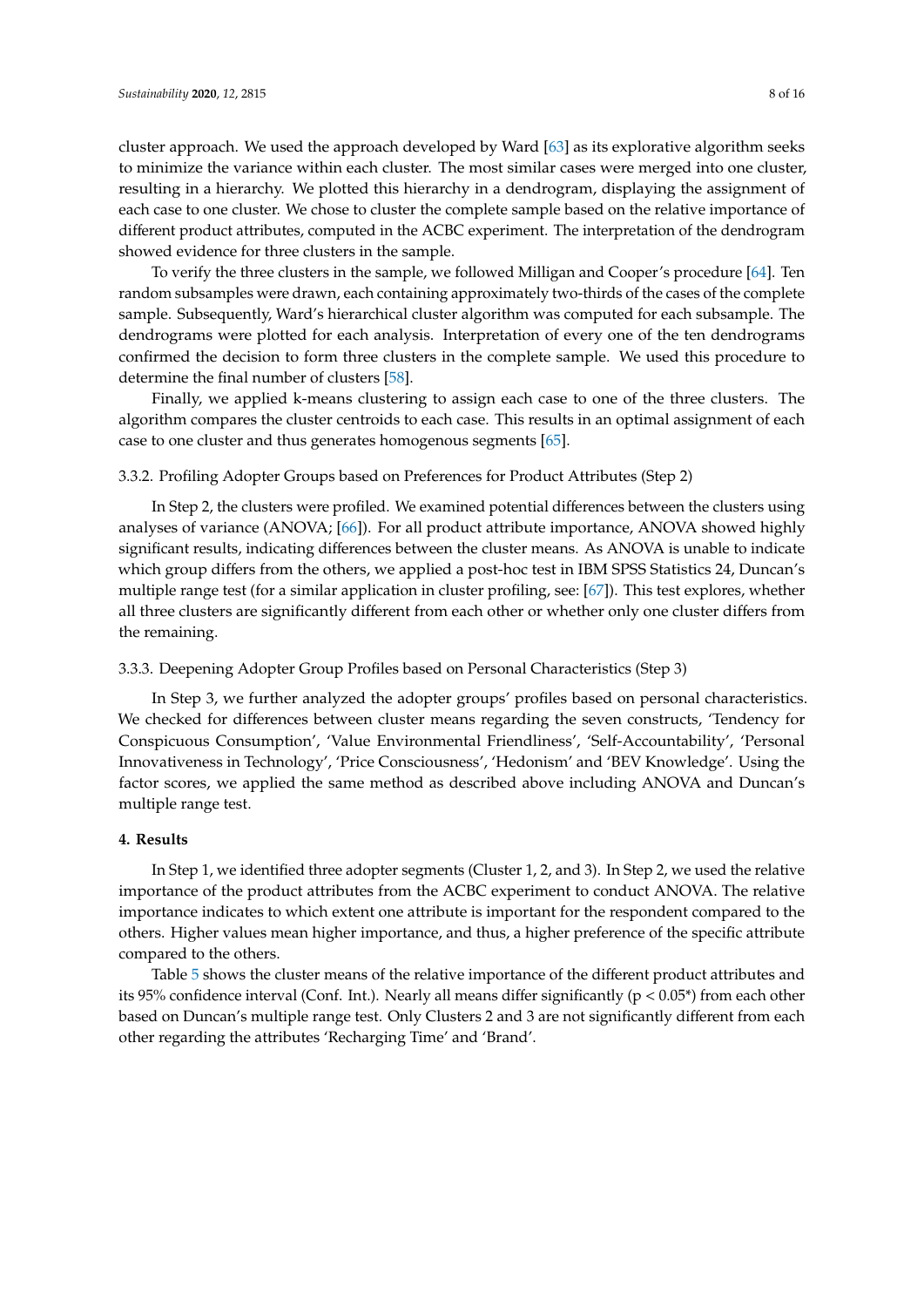cluster approach. We used the approach developed by Ward [63] as its explorative algorithm seeks to minimize the variance within each cluster. The most similar cases were merged into one cluster, resulting in a hierarchy. We plotted this hierarchy in a dendrogram, displaying the assignment of each case to one cluster. We chose to cluster the complete sample based on the relative importance of different product attributes, computed in the ACBC experiment. The interpretation of the dendrogram showed evidence for three clusters in the sample.

To verify the three clusters in the sample, we followed Milligan and Cooper's procedure [64]. Ten random subsamples were drawn, each containing approximately two-thirds of the cases of the complete sample. Subsequently, Ward's hierarchical cluster algorithm was computed for each subsample. The dendrograms were plotted for each analysis. Interpretation of every one of the ten dendrograms confirmed the decision to form three clusters in the complete sample. We used this procedure to determine the final number of clusters [58].

Finally, we applied k-means clustering to assign each case to one of the three clusters. The algorithm compares the cluster centroids to each case. This results in an optimal assignment of each case to one cluster and thus generates homogenous segments [65].

#### 3.3.2. Profiling Adopter Groups based on Preferences for Product Attributes (Step 2)

In Step 2, the clusters were profiled. We examined potential differences between the clusters using analyses of variance (ANOVA; [66]). For all product attribute importance, ANOVA showed highly significant results, indicating differences between the cluster means. As ANOVA is unable to indicate which group differs from the others, we applied a post-hoc test in IBM SPSS Statistics 24, Duncan's multiple range test (for a similar application in cluster profiling, see: [67]). This test explores, whether all three clusters are significantly different from each other or whether only one cluster differs from the remaining.

#### 3.3.3. Deepening Adopter Group Profiles based on Personal Characteristics (Step 3)

In Step 3, we further analyzed the adopter groups' profiles based on personal characteristics. We checked for differences between cluster means regarding the seven constructs, 'Tendency for Conspicuous Consumption', 'Value Environmental Friendliness', 'Self-Accountability', 'Personal Innovativeness in Technology', 'Price Consciousness', 'Hedonism' and 'BEV Knowledge'. Using the factor scores, we applied the same method as described above including ANOVA and Duncan's multiple range test.

## 4. Results

In Step 1, we identified three adopter segments (Cluster 1, 2, and 3). In Step 2, we used the relative importance of the product attributes from the ACBC experiment to conduct ANOVA. The relative importance indicates to which extent one attribute is important for the respondent compared to the others. Higher values mean higher importance, and thus, a higher preference of the specific attribute compared to the others.

Table 5 shows the cluster means of the relative importance of the different product attributes and its 95% confidence interval (Conf. Int.). Nearly all means differ significantly ($p < 0.05$*) from each other based on Duncan's multiple range test. Only Clusters 2 and 3 are not significantly different from each other regarding the attributes 'Recharging Time' and 'Brand'.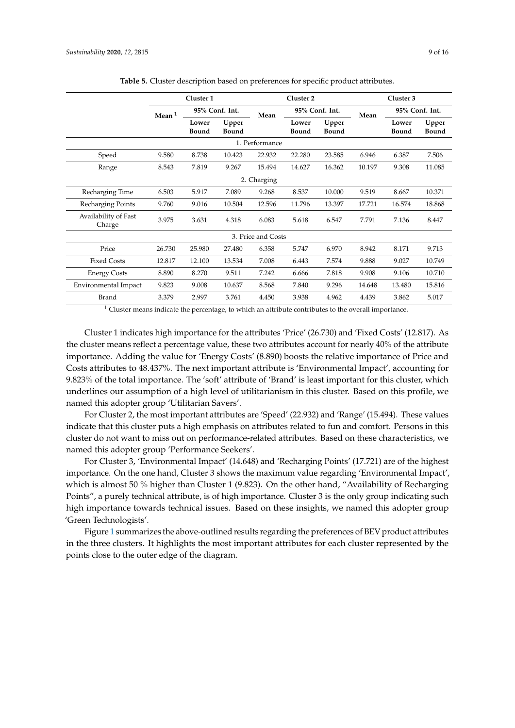**Table 5.** Cluster description based on preferences for specific product attributes.

| | Cluster 1 | | | Cluster 2 | | | Cluster 3 | | |
|---|---|---|---|---|---|---|---|---|---|
| | Mean [1] | 95% Conf. Int. | | Mean | 95% Conf. Int. | | Mean | 95% Conf. Int. | |
| | | Lower Bound | Upper Bound | | Lower Bound | Upper Bound | | Lower Bound | Upper Bound |
| 1. Performance | | | | | | | | | |
| Speed | 9.580 | 8.738 | 10.423 | 22.932 | 22.280 | 23.585 | 6.946 | 6.387 | 7.506 |
| Range | 8.543 | 7.819 | 9.267 | 15.494 | 14.627 | 16.362 | 10.197 | 9.308 | 11.085 |
| 2. Charging | | | | | | | | | |
| Recharging Time | 6.503 | 5.917 | 7.089 | 9.268 | 8.537 | 10.000 | 9.519 | 8.667 | 10.371 |
| Recharging Points | 9.760 | 9.016 | 10.504 | 12.596 | 11.796 | 13.397 | 17.721 | 16.574 | 18.868 |
| Availability of Fast Charge | 3.975 | 3.631 | 4.318 | 6.083 | 5.618 | 6.547 | 7.791 | 7.136 | 8.447 |
| 3. Price and Costs | | | | | | | | | |
| Price | 26.730 | 25.980 | 27.480 | 6.358 | 5.747 | 6.970 | 8.942 | 8.171 | 9.713 |
| Fixed Costs | 12.817 | 12.100 | 13.534 | 7.008 | 6.443 | 7.574 | 9.888 | 9.027 | 10.749 |
| Energy Costs | 8.890 | 8.270 | 9.511 | 7.242 | 6.666 | 7.818 | 9.908 | 9.106 | 10.710 |
| Environmental Impact | 9.823 | 9.008 | 10.637 | 8.568 | 7.840 | 9.296 | 14.648 | 13.480 | 15.816 |
| Brand | 3.379 | 2.997 | 3.761 | 4.450 | 3.938 | 4.962 | 4.439 | 3.862 | 5.017 |

[1] Cluster means indicate the percentage, to which an attribute contributes to the overall importance.

Cluster 1 indicates high importance for the attributes 'Price' (26.730) and 'Fixed Costs' (12.817). As the cluster means reflect a percentage value, these two attributes account for nearly 40% of the attribute importance. Adding the value for 'Energy Costs' (8.890) boosts the relative importance of Price and Costs attributes to 48.437%. The next important attribute is 'Environmental Impact', accounting for 9.823% of the total importance. The 'soft' attribute of 'Brand' is least important for this cluster, which underlines our assumption of a high level of utilitarianism in this cluster. Based on this profile, we named this adopter group 'Utilitarian Savers'.

For Cluster 2, the most important attributes are 'Speed' (22.932) and 'Range' (15.494). These values indicate that this cluster puts a high emphasis on attributes related to fun and comfort. Persons in this cluster do not want to miss out on performance-related attributes. Based on these characteristics, we named this adopter group 'Performance Seekers'.

For Cluster 3, 'Environmental Impact' (14.648) and 'Recharging Points' (17.721) are of the highest importance. On the one hand, Cluster 3 shows the maximum value regarding 'Environmental Impact', which is almost 50 % higher than Cluster 1 (9.823). On the other hand, "Availability of Recharging Points", a purely technical attribute, is of high importance. Cluster 3 is the only group indicating such high importance towards technical issues. Based on these insights, we named this adopter group 'Green Technologists'.

Figure 1 summarizes the above-outlined results regarding the preferences of BEV product attributes in the three clusters. It highlights the most important attributes for each cluster represented by the points close to the outer edge of the diagram.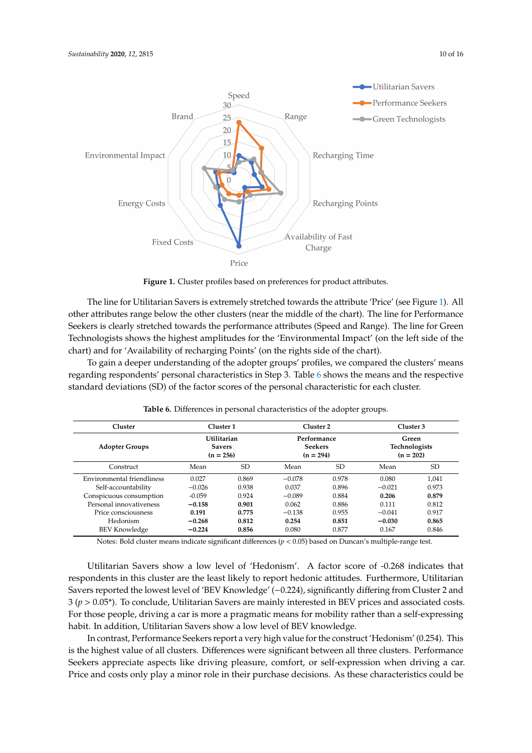Figure 1. Cluster profiles based on preferences for product attributes.

The line for Utilitarian Savers is extremely stretched towards the attribute 'Price' (see Figure 1). All other attributes range below the other clusters (near the middle of the chart). The line for Performance Seekers is clearly stretched towards the performance attributes (Speed and Range). The line for Green Technologists shows the highest amplitudes for the 'Environmental Impact' (on the left side of the chart) and for 'Availability of recharging Points' (on the rights side of the chart).

To gain a deeper understanding of the adopter groups' profiles, we compared the clusters' means regarding respondents' personal characteristics in Step 3. Table 6 shows the means and the respective standard deviations (SD) of the factor scores of the personal characteristic for each cluster.

**Table 6.** Differences in personal characteristics of the adopter groups.

| Cluster | Cluster 1 | | Cluster 2 | | Cluster 3 | |
|---|---|---|---|---|---|---|
| **Adopter Groups** | **Utilitarian Savers (n = 256)** | | **Performance Seekers (n = 294)** | | **Green Technologists (n = 202)** | |
| Construct | Mean | SD | Mean | SD | Mean | SD |
| Environmental friendliness | 0.027 | 0.869 | −0.078 | 0.978 | 0.080 | 1,041 |
| Self-accountability | −0.026 | 0.938 | 0.037 | 0.896 | −0.021 | 0.973 |
| Conspicuous consumption | -0.059 | 0.924 | −0.089 | 0.884 | **0.206** | **0.879** |
| Personal innovativeness | **−0.158** | **0.901** | 0.062 | 0.886 | 0.111 | 0.812 |
| Price consciousness | **0.191** | **0.775** | −0.138 | 0.955 | −0.041 | 0.917 |
| Hedonism | **−0.268** | **0.812** | **0.254** | **0.851** | **−0.030** | **0.865** |
| BEV Knowledge | **−0.224** | **0.856** | 0.080 | 0.877 | 0.167 | 0.846 |

Notes: Bold cluster means indicate significant differences ($p < 0.05$) based on Duncan's multiple-range test.

Utilitarian Savers show a low level of 'Hedonism'. A factor score of -0.268 indicates that respondents in this cluster are the least likely to report hedonic attitudes. Furthermore, Utilitarian Savers reported the lowest level of 'BEV Knowledge' (−0.224), significantly differing from Cluster 2 and 3 ($p > 0.05$*). To conclude, Utilitarian Savers are mainly interested in BEV prices and associated costs. For those people, driving a car is more a pragmatic means for mobility rather than a self-expressing habit. In addition, Utilitarian Savers show a low level of BEV knowledge.

In contrast, Performance Seekers report a very high value for the construct 'Hedonism' (0.254). This is the highest value of all clusters. Differences were significant between all three clusters. Performance Seekers appreciate aspects like driving pleasure, comfort, or self-expression when driving a car. Price and costs only play a minor role in their purchase decisions. As these characteristics could be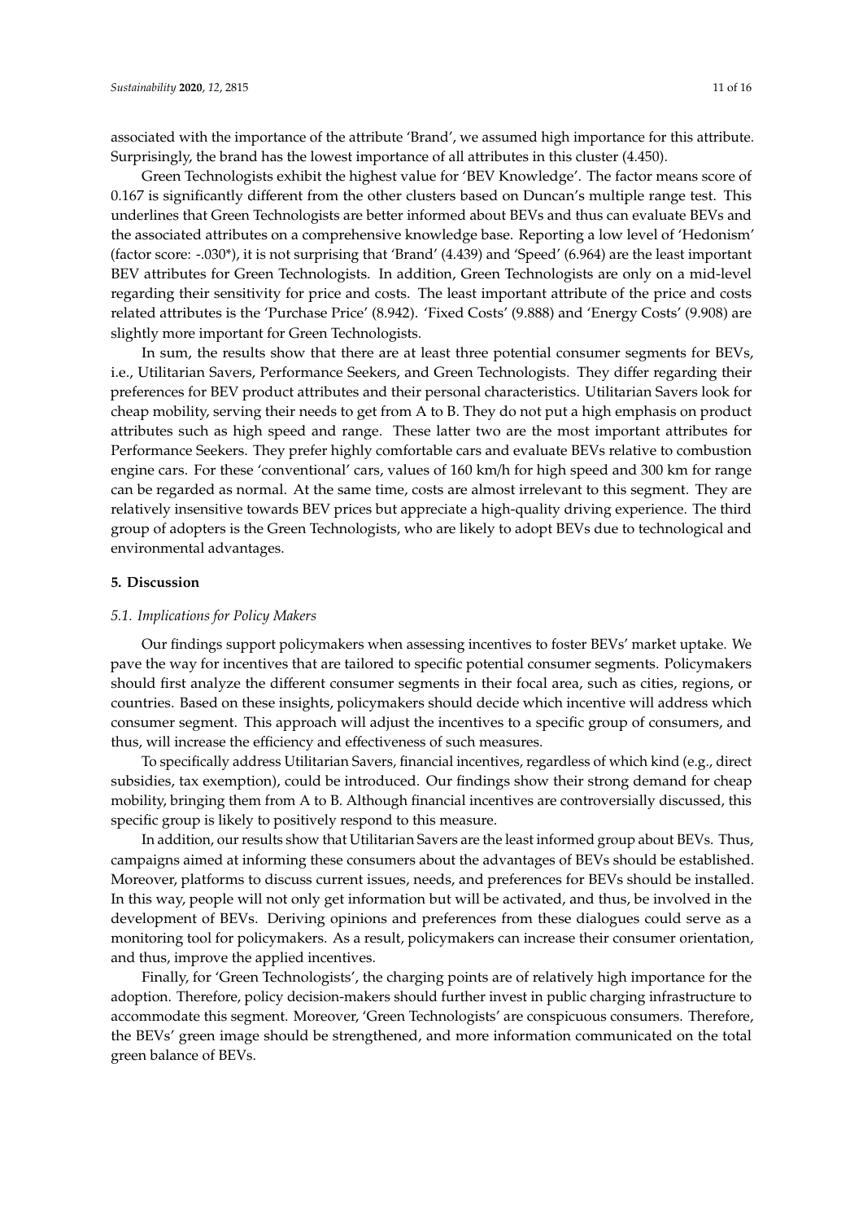associated with the importance of the attribute 'Brand', we assumed high importance for this attribute. Surprisingly, the brand has the lowest importance of all attributes in this cluster (4.450).

Green Technologists exhibit the highest value for 'BEV Knowledge'. The factor means score of 0.167 is significantly different from the other clusters based on Duncan's multiple range test. This underlines that Green Technologists are better informed about BEVs and thus can evaluate BEVs and the associated attributes on a comprehensive knowledge base. Reporting a low level of 'Hedonism' (factor score: -.030*), it is not surprising that 'Brand' (4.439) and 'Speed' (6.964) are the least important BEV attributes for Green Technologists. In addition, Green Technologists are only on a mid-level regarding their sensitivity for price and costs. The least important attribute of the price and costs related attributes is the 'Purchase Price' (8.942). 'Fixed Costs' (9.888) and 'Energy Costs' (9.908) are slightly more important for Green Technologists.

In sum, the results show that there are at least three potential consumer segments for BEVs, i.e., Utilitarian Savers, Performance Seekers, and Green Technologists. They differ regarding their preferences for BEV product attributes and their personal characteristics. Utilitarian Savers look for cheap mobility, serving their needs to get from A to B. They do not put a high emphasis on product attributes such as high speed and range. These latter two are the most important attributes for Performance Seekers. They prefer highly comfortable cars and evaluate BEVs relative to combustion engine cars. For these 'conventional' cars, values of 160 km/h for high speed and 300 km for range can be regarded as normal. At the same time, costs are almost irrelevant to this segment. They are relatively insensitive towards BEV prices but appreciate a high-quality driving experience. The third group of adopters is the Green Technologists, who are likely to adopt BEVs due to technological and environmental advantages.

## 5. Discussion

### *5.1. Implications for Policy Makers*

Our findings support policymakers when assessing incentives to foster BEVs' market uptake. We pave the way for incentives that are tailored to specific potential consumer segments. Policymakers should first analyze the different consumer segments in their focal area, such as cities, regions, or countries. Based on these insights, policymakers should decide which incentive will address which consumer segment. This approach will adjust the incentives to a specific group of consumers, and thus, will increase the efficiency and effectiveness of such measures.

To specifically address Utilitarian Savers, financial incentives, regardless of which kind (e.g., direct subsidies, tax exemption), could be introduced. Our findings show their strong demand for cheap mobility, bringing them from A to B. Although financial incentives are controversially discussed, this specific group is likely to positively respond to this measure.

In addition, our results show that Utilitarian Savers are the least informed group about BEVs. Thus, campaigns aimed at informing these consumers about the advantages of BEVs should be established. Moreover, platforms to discuss current issues, needs, and preferences for BEVs should be installed. In this way, people will not only get information but will be activated, and thus, be involved in the development of BEVs. Deriving opinions and preferences from these dialogues could serve as a monitoring tool for policymakers. As a result, policymakers can increase their consumer orientation, and thus, improve the applied incentives.

Finally, for 'Green Technologists', the charging points are of relatively high importance for the adoption. Therefore, policy decision-makers should further invest in public charging infrastructure to accommodate this segment. Moreover, 'Green Technologists' are conspicuous consumers. Therefore, the BEVs' green image should be strengthened, and more information communicated on the total green balance of BEVs.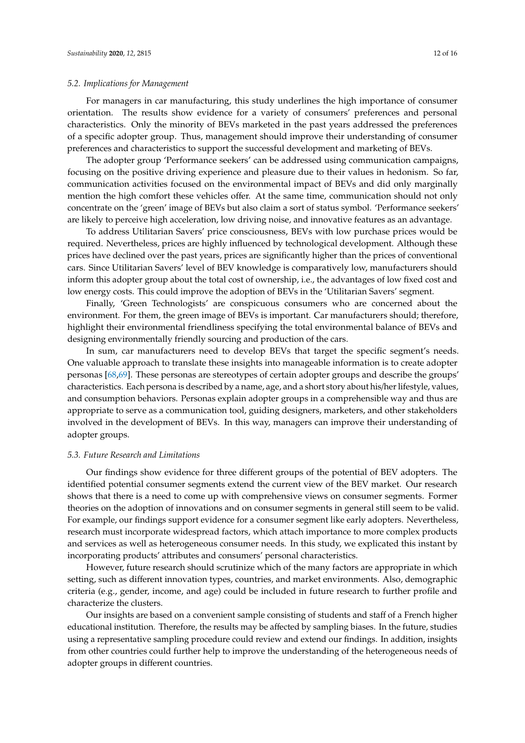### 5.2. Implications for Management

For managers in car manufacturing, this study underlines the high importance of consumer orientation. The results show evidence for a variety of consumers' preferences and personal characteristics. Only the minority of BEVs marketed in the past years addressed the preferences of a specific adopter group. Thus, management should improve their understanding of consumer preferences and characteristics to support the successful development and marketing of BEVs.

The adopter group 'Performance seekers' can be addressed using communication campaigns, focusing on the positive driving experience and pleasure due to their values in hedonism. So far, communication activities focused on the environmental impact of BEVs and did only marginally mention the high comfort these vehicles offer. At the same time, communication should not only concentrate on the 'green' image of BEVs but also claim a sort of status symbol. 'Performance seekers' are likely to perceive high acceleration, low driving noise, and innovative features as an advantage.

To address Utilitarian Savers' price consciousness, BEVs with low purchase prices would be required. Nevertheless, prices are highly influenced by technological development. Although these prices have declined over the past years, prices are significantly higher than the prices of conventional cars. Since Utilitarian Savers' level of BEV knowledge is comparatively low, manufacturers should inform this adopter group about the total cost of ownership, i.e., the advantages of low fixed cost and low energy costs. This could improve the adoption of BEVs in the 'Utilitarian Savers' segment.

Finally, 'Green Technologists' are conspicuous consumers who are concerned about the environment. For them, the green image of BEVs is important. Car manufacturers should; therefore, highlight their environmental friendliness specifying the total environmental balance of BEVs and designing environmentally friendly sourcing and production of the cars.

In sum, car manufacturers need to develop BEVs that target the specific segment's needs. One valuable approach to translate these insights into manageable information is to create adopter personas [68,69]. These personas are stereotypes of certain adopter groups and describe the groups' characteristics. Each persona is described by a name, age, and a short story about his/her lifestyle, values, and consumption behaviors. Personas explain adopter groups in a comprehensible way and thus are appropriate to serve as a communication tool, guiding designers, marketers, and other stakeholders involved in the development of BEVs. In this way, managers can improve their understanding of adopter groups.

### 5.3. Future Research and Limitations

Our findings show evidence for three different groups of the potential of BEV adopters. The identified potential consumer segments extend the current view of the BEV market. Our research shows that there is a need to come up with comprehensive views on consumer segments. Former theories on the adoption of innovations and on consumer segments in general still seem to be valid. For example, our findings support evidence for a consumer segment like early adopters. Nevertheless, research must incorporate widespread factors, which attach importance to more complex products and services as well as heterogeneous consumer needs. In this study, we explicated this instant by incorporating products' attributes and consumers' personal characteristics.

However, future research should scrutinize which of the many factors are appropriate in which setting, such as different innovation types, countries, and market environments. Also, demographic criteria (e.g., gender, income, and age) could be included in future research to further profile and characterize the clusters.

Our insights are based on a convenient sample consisting of students and staff of a French higher educational institution. Therefore, the results may be affected by sampling biases. In the future, studies using a representative sampling procedure could review and extend our findings. In addition, insights from other countries could further help to improve the understanding of the heterogeneous needs of adopter groups in different countries.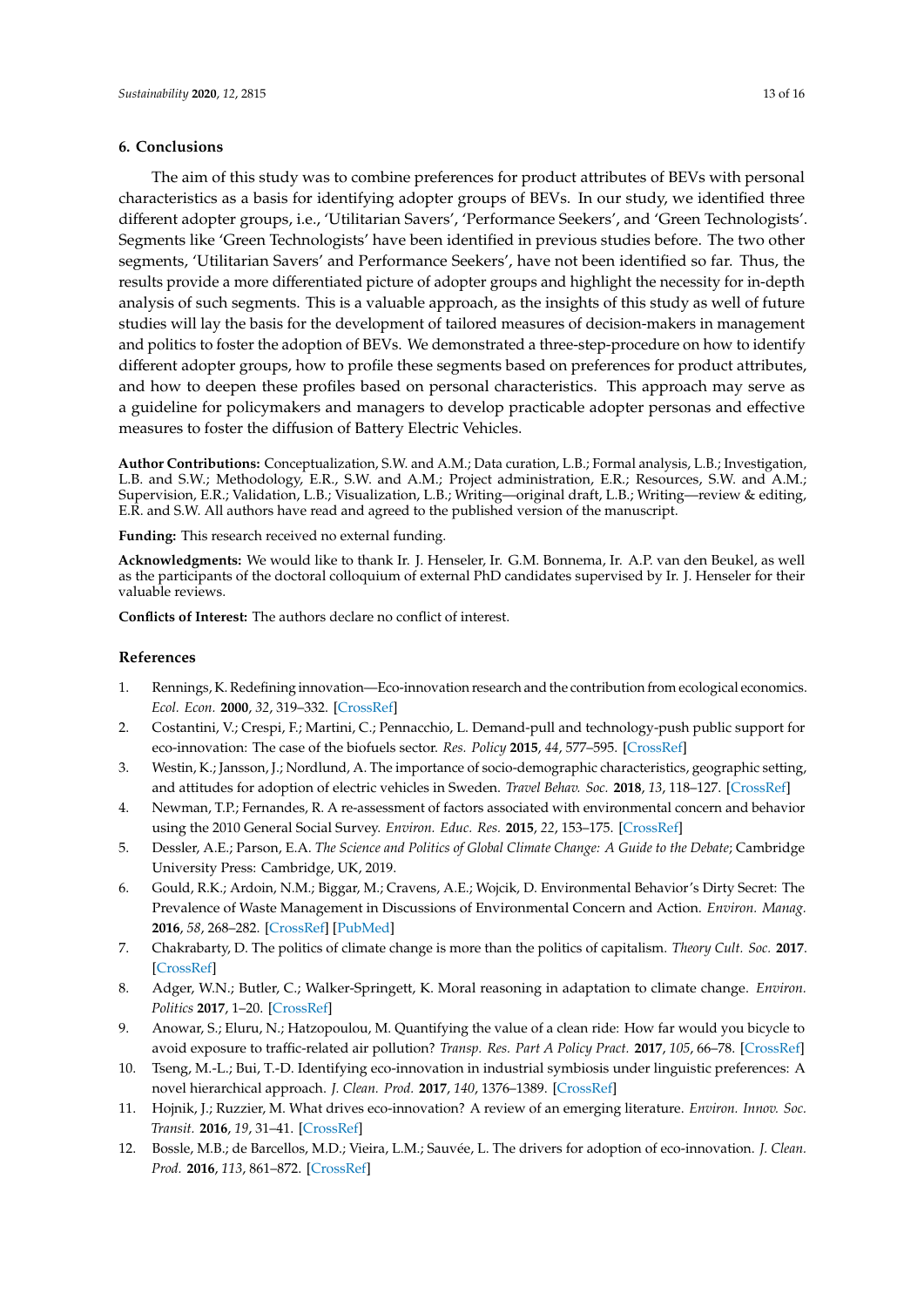## 6. Conclusions

The aim of this study was to combine preferences for product attributes of BEVs with personal characteristics as a basis for identifying adopter groups of BEVs. In our study, we identified three different adopter groups, i.e., 'Utilitarian Savers', 'Performance Seekers', and 'Green Technologists'. Segments like 'Green Technologists' have been identified in previous studies before. The two other segments, 'Utilitarian Savers' and Performance Seekers', have not been identified so far. Thus, the results provide a more differentiated picture of adopter groups and highlight the necessity for in-depth analysis of such segments. This is a valuable approach, as the insights of this study as well of future studies will lay the basis for the development of tailored measures of decision-makers in management and politics to foster the adoption of BEVs. We demonstrated a three-step-procedure on how to identify different adopter groups, how to profile these segments based on preferences for product attributes, and how to deepen these profiles based on personal characteristics. This approach may serve as a guideline for policymakers and managers to develop practicable adopter personas and effective measures to foster the diffusion of Battery Electric Vehicles.

**Author Contributions:** Conceptualization, S.W. and A.M.; Data curation, L.B.; Formal analysis, L.B.; Investigation, L.B. and S.W.; Methodology, E.R., S.W. and A.M.; Project administration, E.R.; Resources, S.W. and A.M.; Supervision, E.R.; Validation, L.B.; Visualization, L.B.; Writing—original draft, L.B.; Writing—review & editing, E.R. and S.W. All authors have read and agreed to the published version of the manuscript.

**Funding:** This research received no external funding.

**Acknowledgments:** We would like to thank Ir. J. Henseler, Ir. G.M. Bonnema, Ir. A.P. van den Beukel, as well as the participants of the doctoral colloquium of external PhD candidates supervised by Ir. J. Henseler for their valuable reviews.

**Conflicts of Interest:** The authors declare no conflict of interest.

## References

1. Rennings, K. Redefining innovation—Eco-innovation research and the contribution from ecological economics. *Ecol. Econ.* **2000**, *32*, 319–332. [CrossRef]
2. Costantini, V.; Crespi, F.; Martini, C.; Pennacchio, L. Demand-pull and technology-push public support for eco-innovation: The case of the biofuels sector. *Res. Policy* **2015**, *44*, 577–595. [CrossRef]
3. Westin, K.; Jansson, J.; Nordlund, A. The importance of socio-demographic characteristics, geographic setting, and attitudes for adoption of electric vehicles in Sweden. *Travel Behav. Soc.* **2018**, *13*, 118–127. [CrossRef]
4. Newman, T.P.; Fernandes, R. A re-assessment of factors associated with environmental concern and behavior using the 2010 General Social Survey. *Environ. Educ. Res.* **2015**, *22*, 153–175. [CrossRef]
5. Dessler, A.E.; Parson, E.A. *The Science and Politics of Global Climate Change: A Guide to the Debate*; Cambridge University Press: Cambridge, UK, 2019.
6. Gould, R.K.; Ardoin, N.M.; Biggar, M.; Cravens, A.E.; Wojcik, D. Environmental Behavior's Dirty Secret: The Prevalence of Waste Management in Discussions of Environmental Concern and Action. *Environ. Manag.* **2016**, *58*, 268–282. [CrossRef] [PubMed]
7. Chakrabarty, D. The politics of climate change is more than the politics of capitalism. *Theory Cult. Soc.* **2017**. [CrossRef]
8. Adger, W.N.; Butler, C.; Walker-Springett, K. Moral reasoning in adaptation to climate change. *Environ. Politics* **2017**, 1–20. [CrossRef]
9. Anowar, S.; Eluru, N.; Hatzopoulou, M. Quantifying the value of a clean ride: How far would you bicycle to avoid exposure to traffic-related air pollution? *Transp. Res. Part A Policy Pract.* **2017**, *105*, 66–78. [CrossRef]
10. Tseng, M.-L.; Bui, T.-D. Identifying eco-innovation in industrial symbiosis under linguistic preferences: A novel hierarchical approach. *J. Clean. Prod.* **2017**, *140*, 1376–1389. [CrossRef]
11. Hojnik, J.; Ruzzier, M. What drives eco-innovation? A review of an emerging literature. *Environ. Innov. Soc. Transit.* **2016**, *19*, 31–41. [CrossRef]
12. Bossle, M.B.; de Barcellos, M.D.; Vieira, L.M.; Sauvée, L. The drivers for adoption of eco-innovation. *J. Clean. Prod.* **2016**, *113*, 861–872. [CrossRef]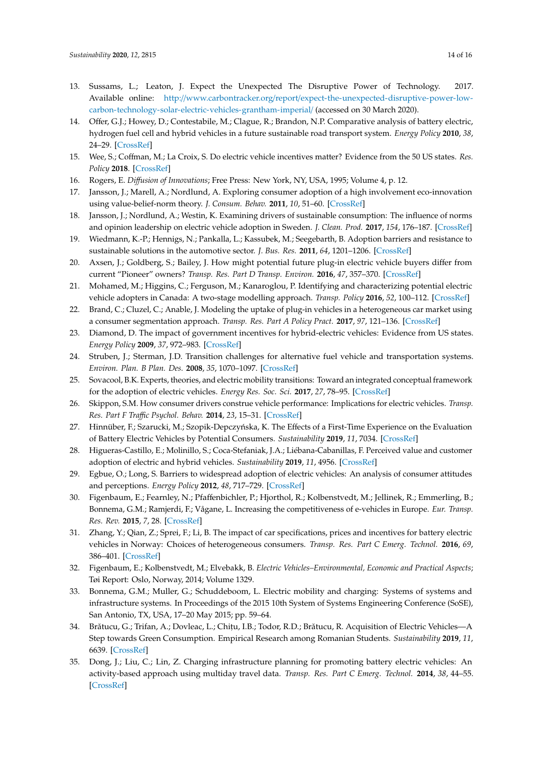13. Sussams, L.; Leaton, J. Expect the Unexpected The Disruptive Power of Technology. 2017. Available online: http://www.carbontracker.org/report/expect-the-unexpected-disruptive-power-low-carbon-technology-solar-electric-vehicles-grantham-imperial/ (accessed on 30 March 2020).
14. Offer, G.J.; Howey, D.; Contestabile, M.; Clague, R.; Brandon, N.P. Comparative analysis of battery electric, hydrogen fuel cell and hybrid vehicles in a future sustainable road transport system. *Energy Policy* **2010**, *38*, 24–29. [CrossRef]
15. Wee, S.; Coffman, M.; La Croix, S. Do electric vehicle incentives matter? Evidence from the 50 US states. *Res. Policy* **2018**. [CrossRef]
16. Rogers, E. *Diffusion of Innovations*; Free Press: New York, NY, USA, 1995; Volume 4, p. 12.
17. Jansson, J.; Marell, A.; Nordlund, A. Exploring consumer adoption of a high involvement eco-innovation using value-belief-norm theory. *J. Consum. Behav.* **2011**, *10*, 51–60. [CrossRef]
18. Jansson, J.; Nordlund, A.; Westin, K. Examining drivers of sustainable consumption: The influence of norms and opinion leadership on electric vehicle adoption in Sweden. *J. Clean. Prod.* **2017**, *154*, 176–187. [CrossRef]
19. Wiedmann, K.-P.; Hennigs, N.; Pankalla, L.; Kassubek, M.; Seegebarth, B. Adoption barriers and resistance to sustainable solutions in the automotive sector. *J. Bus. Res.* **2011**, *64*, 1201–1206. [CrossRef]
20. Axsen, J.; Goldberg, S.; Bailey, J. How might potential future plug-in electric vehicle buyers differ from current "Pioneer" owners? *Transp. Res. Part D Transp. Environ.* **2016**, *47*, 357–370. [CrossRef]
21. Mohamed, M.; Higgins, C.; Ferguson, M.; Kanaroglou, P. Identifying and characterizing potential electric vehicle adopters in Canada: A two-stage modelling approach. *Transp. Policy* **2016**, *52*, 100–112. [CrossRef]
22. Brand, C.; Cluzel, C.; Anable, J. Modeling the uptake of plug-in vehicles in a heterogeneous car market using a consumer segmentation approach. *Transp. Res. Part A Policy Pract.* **2017**, *97*, 121–136. [CrossRef]
23. Diamond, D. The impact of government incentives for hybrid-electric vehicles: Evidence from US states. *Energy Policy* **2009**, *37*, 972–983. [CrossRef]
24. Struben, J.; Sterman, J.D. Transition challenges for alternative fuel vehicle and transportation systems. *Environ. Plan. B Plan. Des.* **2008**, *35*, 1070–1097. [CrossRef]
25. Sovacool, B.K. Experts, theories, and electric mobility transitions: Toward an integrated conceptual framework for the adoption of electric vehicles. *Energy Res. Soc. Sci.* **2017**, *27*, 78–95. [CrossRef]
26. Skippon, S.M. How consumer drivers construe vehicle performance: Implications for electric vehicles. *Transp. Res. Part F Traffic Psychol. Behav.* **2014**, *23*, 15–31. [CrossRef]
27. Hinnüber, F.; Szarucki, M.; Szopik-Depczyńska, K. The Effects of a First-Time Experience on the Evaluation of Battery Electric Vehicles by Potential Consumers. *Sustainability* **2019**, *11*, 7034. [CrossRef]
28. Higueras-Castillo, E.; Molinillo, S.; Coca-Stefaniak, J.A.; Liébana-Cabanillas, F. Perceived value and customer adoption of electric and hybrid vehicles. *Sustainability* **2019**, *11*, 4956. [CrossRef]
29. Egbue, O.; Long, S. Barriers to widespread adoption of electric vehicles: An analysis of consumer attitudes and perceptions. *Energy Policy* **2012**, *48*, 717–729. [CrossRef]
30. Figenbaum, E.; Fearnley, N.; Pfaffenbichler, P.; Hjorthol, R.; Kolbenstvedt, M.; Jellinek, R.; Emmerling, B.; Bonnema, G.M.; Ramjerdi, F.; Vågane, L. Increasing the competitiveness of e-vehicles in Europe. *Eur. Transp. Res. Rev.* **2015**, *7*, 28. [CrossRef]
31. Zhang, Y.; Qian, Z.; Sprei, F.; Li, B. The impact of car specifications, prices and incentives for battery electric vehicles in Norway: Choices of heterogeneous consumers. *Transp. Res. Part C Emerg. Technol.* **2016**, *69*, 386–401. [CrossRef]
32. Figenbaum, E.; Kolbenstvedt, M.; Elvebakk, B. *Electric Vehicles–Environmental, Economic and Practical Aspects*; Tøi Report: Oslo, Norway, 2014; Volume 1329.
33. Bonnema, G.M.; Muller, G.; Schuddeboom, L. Electric mobility and charging: Systems of systems and infrastructure systems. In Proceedings of the 2015 10th System of Systems Engineering Conference (SoSE), San Antonio, TX, USA, 17–20 May 2015; pp. 59–64.
34. Brătucu, G.; Trifan, A.; Dovleac, L.; Chițu, I.B.; Todor, R.D.; Brătucu, R. Acquisition of Electric Vehicles—A Step towards Green Consumption. Empirical Research among Romanian Students. *Sustainability* **2019**, *11*, 6639. [CrossRef]
35. Dong, J.; Liu, C.; Lin, Z. Charging infrastructure planning for promoting battery electric vehicles: An activity-based approach using multiday travel data. *Transp. Res. Part C Emerg. Technol.* **2014**, *38*, 44–55. [CrossRef]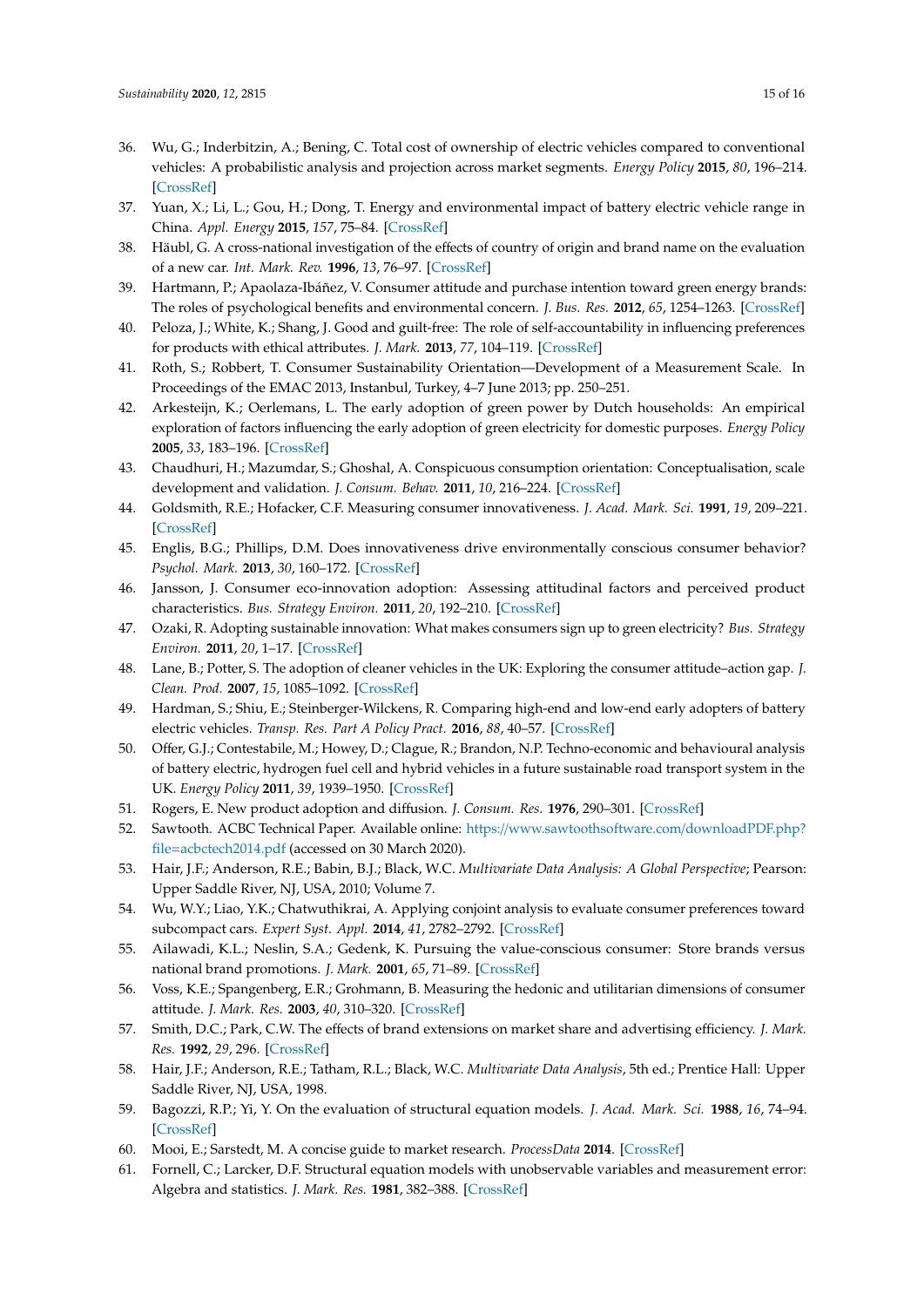36. Wu, G.; Inderbitzin, A.; Bening, C. Total cost of ownership of electric vehicles compared to conventional vehicles: A probabilistic analysis and projection across market segments. *Energy Policy* **2015**, *80*, 196–214. [CrossRef]
37. Yuan, X.; Li, L.; Gou, H.; Dong, T. Energy and environmental impact of battery electric vehicle range in China. *Appl. Energy* **2015**, *157*, 75–84. [CrossRef]
38. Häubl, G. A cross-national investigation of the effects of country of origin and brand name on the evaluation of a new car. *Int. Mark. Rev.* **1996**, *13*, 76–97. [CrossRef]
39. Hartmann, P.; Apaolaza-Ibáñez, V. Consumer attitude and purchase intention toward green energy brands: The roles of psychological benefits and environmental concern. *J. Bus. Res.* **2012**, *65*, 1254–1263. [CrossRef]
40. Peloza, J.; White, K.; Shang, J. Good and guilt-free: The role of self-accountability in influencing preferences for products with ethical attributes. *J. Mark.* **2013**, *77*, 104–119. [CrossRef]
41. Roth, S.; Robbert, T. Consumer Sustainability Orientation—Development of a Measurement Scale. In Proceedings of the EMAC 2013, Instanbul, Turkey, 4–7 June 2013; pp. 250–251.
42. Arkesteijn, K.; Oerlemans, L. The early adoption of green power by Dutch households: An empirical exploration of factors influencing the early adoption of green electricity for domestic purposes. *Energy Policy* **2005**, *33*, 183–196. [CrossRef]
43. Chaudhuri, H.; Mazumdar, S.; Ghoshal, A. Conspicuous consumption orientation: Conceptualisation, scale development and validation. *J. Consum. Behav.* **2011**, *10*, 216–224. [CrossRef]
44. Goldsmith, R.E.; Hofacker, C.F. Measuring consumer innovativeness. *J. Acad. Mark. Sci.* **1991**, *19*, 209–221. [CrossRef]
45. Englis, B.G.; Phillips, D.M. Does innovativeness drive environmentally conscious consumer behavior? *Psychol. Mark.* **2013**, *30*, 160–172. [CrossRef]
46. Jansson, J. Consumer eco-innovation adoption: Assessing attitudinal factors and perceived product characteristics. *Bus. Strategy Environ.* **2011**, *20*, 192–210. [CrossRef]
47. Ozaki, R. Adopting sustainable innovation: What makes consumers sign up to green electricity? *Bus. Strategy Environ.* **2011**, *20*, 1–17. [CrossRef]
48. Lane, B.; Potter, S. The adoption of cleaner vehicles in the UK: Exploring the consumer attitude–action gap. *J. Clean. Prod.* **2007**, *15*, 1085–1092. [CrossRef]
49. Hardman, S.; Shiu, E.; Steinberger-Wilckens, R. Comparing high-end and low-end early adopters of battery electric vehicles. *Transp. Res. Part A Policy Pract.* **2016**, *88*, 40–57. [CrossRef]
50. Offer, G.J.; Contestabile, M.; Howey, D.; Clague, R.; Brandon, N.P. Techno-economic and behavioural analysis of battery electric, hydrogen fuel cell and hybrid vehicles in a future sustainable road transport system in the UK. *Energy Policy* **2011**, *39*, 1939–1950. [CrossRef]
51. Rogers, E. New product adoption and diffusion. *J. Consum. Res.* **1976**, 290–301. [CrossRef]
52. Sawtooth. ACBC Technical Paper. Available online: https://www.sawtoothsoftware.com/downloadPDF.php?file=acbctech2014.pdf (accessed on 30 March 2020).
53. Hair, J.F.; Anderson, R.E.; Babin, B.J.; Black, W.C. *Multivariate Data Analysis: A Global Perspective*; Pearson: Upper Saddle River, NJ, USA, 2010; Volume 7.
54. Wu, W.Y.; Liao, Y.K.; Chatwuthikrai, A. Applying conjoint analysis to evaluate consumer preferences toward subcompact cars. *Expert Syst. Appl.* **2014**, *41*, 2782–2792. [CrossRef]
55. Ailawadi, K.L.; Neslin, S.A.; Gedenk, K. Pursuing the value-conscious consumer: Store brands versus national brand promotions. *J. Mark.* **2001**, *65*, 71–89. [CrossRef]
56. Voss, K.E.; Spangenberg, E.R.; Grohmann, B. Measuring the hedonic and utilitarian dimensions of consumer attitude. *J. Mark. Res.* **2003**, *40*, 310–320. [CrossRef]
57. Smith, D.C.; Park, C.W. The effects of brand extensions on market share and advertising efficiency. *J. Mark. Res.* **1992**, *29*, 296. [CrossRef]
58. Hair, J.F.; Anderson, R.E.; Tatham, R.L.; Black, W.C. *Multivariate Data Analysis*, 5th ed.; Prentice Hall: Upper Saddle River, NJ, USA, 1998.
59. Bagozzi, R.P.; Yi, Y. On the evaluation of structural equation models. *J. Acad. Mark. Sci.* **1988**, *16*, 74–94. [CrossRef]
60. Mooi, E.; Sarstedt, M. A concise guide to market research. *ProcessData* **2014**. [CrossRef]
61. Fornell, C.; Larcker, D.F. Structural equation models with unobservable variables and measurement error: Algebra and statistics. *J. Mark. Res.* **1981**, 382–388. [CrossRef]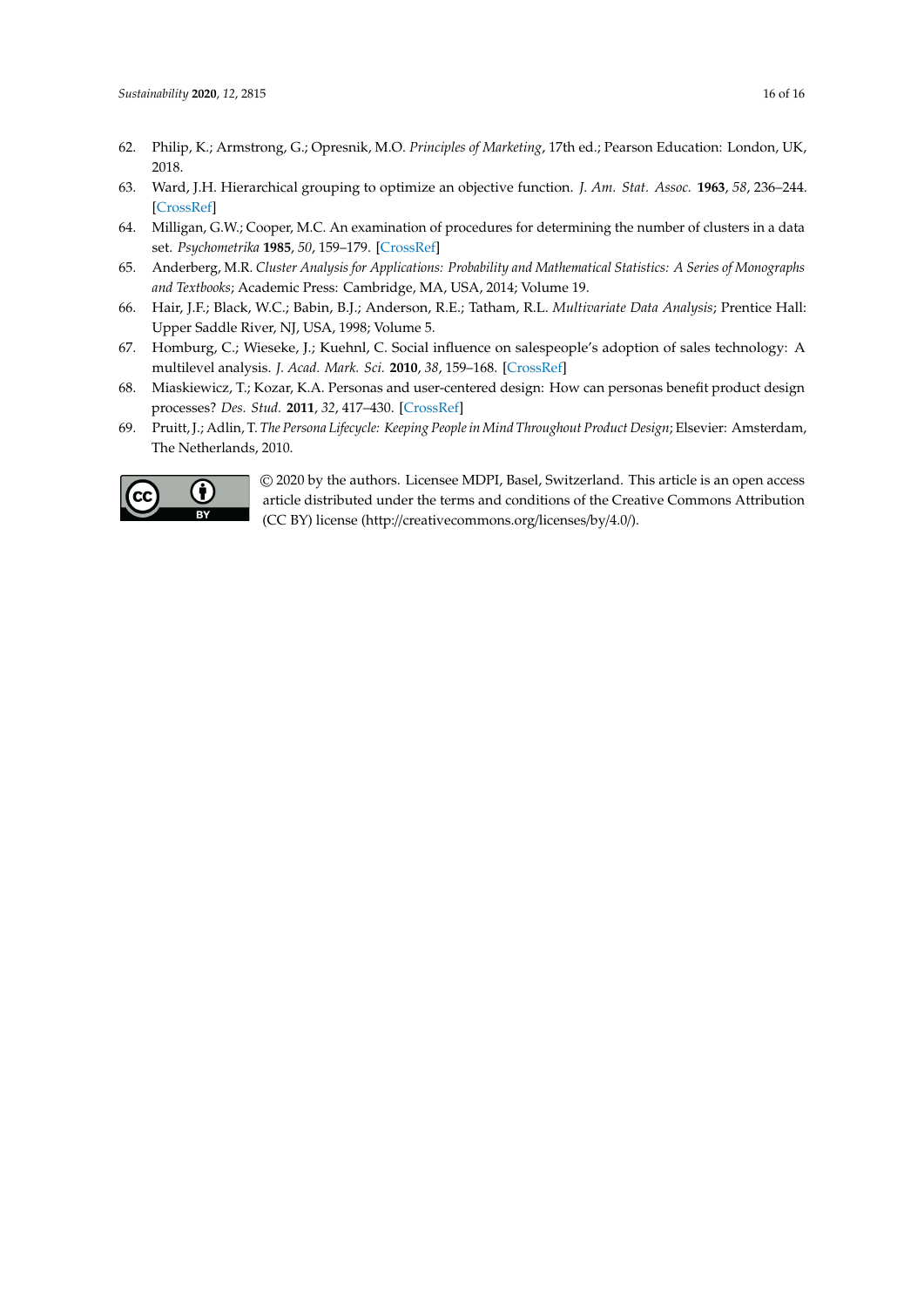62. Philip, K.; Armstrong, G.; Opresnik, M.O. *Principles of Marketing*, 17th ed.; Pearson Education: London, UK, 2018.
63. Ward, J.H. Hierarchical grouping to optimize an objective function. *J. Am. Stat. Assoc.* **1963**, *58*, 236–244. [CrossRef]
64. Milligan, G.W.; Cooper, M.C. An examination of procedures for determining the number of clusters in a data set. *Psychometrika* **1985**, *50*, 159–179. [CrossRef]
65. Anderberg, M.R. *Cluster Analysis for Applications: Probability and Mathematical Statistics: A Series of Monographs and Textbooks*; Academic Press: Cambridge, MA, USA, 2014; Volume 19.
66. Hair, J.F.; Black, W.C.; Babin, B.J.; Anderson, R.E.; Tatham, R.L. *Multivariate Data Analysis*; Prentice Hall: Upper Saddle River, NJ, USA, 1998; Volume 5.
67. Homburg, C.; Wieseke, J.; Kuehnl, C. Social influence on salespeople's adoption of sales technology: A multilevel analysis. *J. Acad. Mark. Sci.* **2010**, *38*, 159–168. [CrossRef]
68. Miaskiewicz, T.; Kozar, K.A. Personas and user-centered design: How can personas benefit product design processes? *Des. Stud.* **2011**, *32*, 417–430. [CrossRef]
69. Pruitt, J.; Adlin, T. *The Persona Lifecycle: Keeping People in Mind Throughout Product Design*; Elsevier: Amsterdam, The Netherlands, 2010.

© 2020 by the authors. Licensee MDPI, Basel, Switzerland. This article is an open access article distributed under the terms and conditions of the Creative Commons Attribution (CC BY) license (http://creativecommons.org/licenses/by/4.0/).